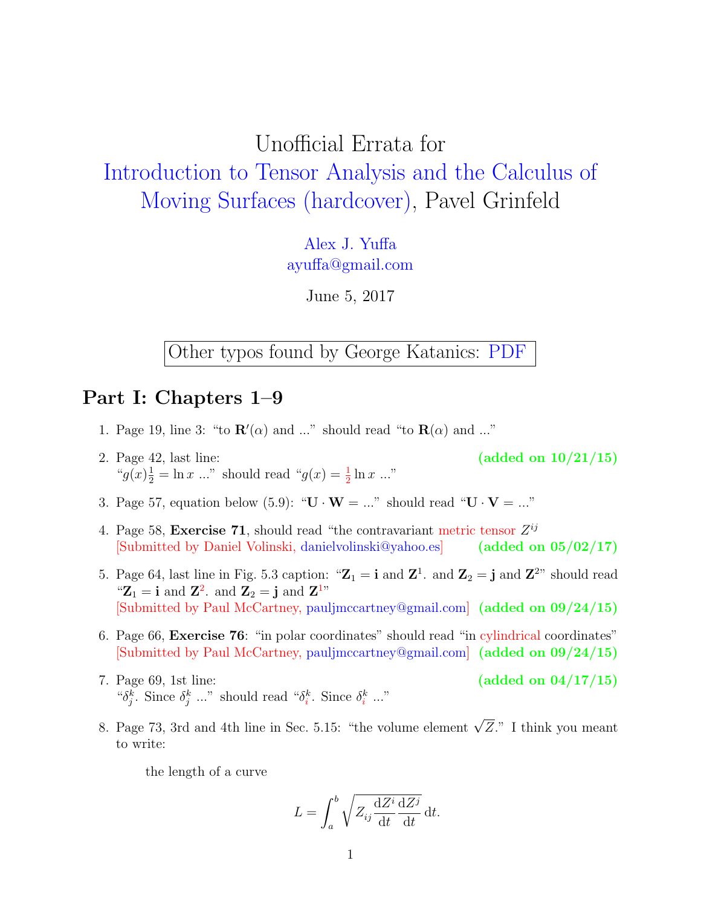# Unofficial Errata for Introduction to Tensor Analysis and the Calculus of Moving Surfaces (hardcover), Pavel Grinfeld

Alex J. Yuffa
ayuffa@gmail.com

June 5, 2017

Other typos found by George Katanics: PDF

## Part I: Chapters 1–9

1. Page 19, line 3: "to $\mathbf{R}'(\alpha)$ and ..." should read "to $\mathbf{R}(\alpha)$ and ..."

2. Page 42, last line: **(added on 10/21/15)**
   "$g(x)\frac{1}{2} = \ln x$ ..." should read "$g(x) = \frac{1}{2}\ln x$ ..."

3. Page 57, equation below (5.9): "$\mathbf{U} \cdot \mathbf{W} = ...$" should read "$\mathbf{U} \cdot \mathbf{V} = ...$"

4. Page 58, **Exercise 71**, should read "the contravariant metric tensor $Z^{ij}$
   [Submitted by Daniel Volinski, danielvolinski@yahoo.es] **(added on 05/02/17)**

5. Page 64, last line in Fig. 5.3 caption: "$\mathbf{Z}_1 = \mathbf{i}$ and $\mathbf{Z}^1$. and $\mathbf{Z}_2 = \mathbf{j}$ and $\mathbf{Z}^2$" should read "$\mathbf{Z}_1 = \mathbf{i}$ and $\mathbf{Z}^2$. and $\mathbf{Z}_2 = \mathbf{j}$ and $\mathbf{Z}^1$"
   [Submitted by Paul McCartney, pauljmccartney@gmail.com] **(added on 09/24/15)**

6. Page 66, **Exercise 76**: "in polar coordinates" should read "in cylindrical coordinates"
   [Submitted by Paul McCartney, pauljmccartney@gmail.com] **(added on 09/24/15)**

7. Page 69, 1st line: **(added on 04/17/15)**
   "$\delta^k_j$. Since $\delta^k_j$ ..." should read "$\delta^k_i$. Since $\delta^k_i$ ..."

8. Page 73, 3rd and 4th line in Sec. 5.15: "the volume element $\sqrt{Z}$." I think you meant to write:

   the length of a curve

$$L = \int_a^b \sqrt{Z_{ij} \frac{\mathrm{d}Z^i}{\mathrm{d}t} \frac{\mathrm{d}Z^j}{\mathrm{d}t}}\, \mathrm{d}t.$$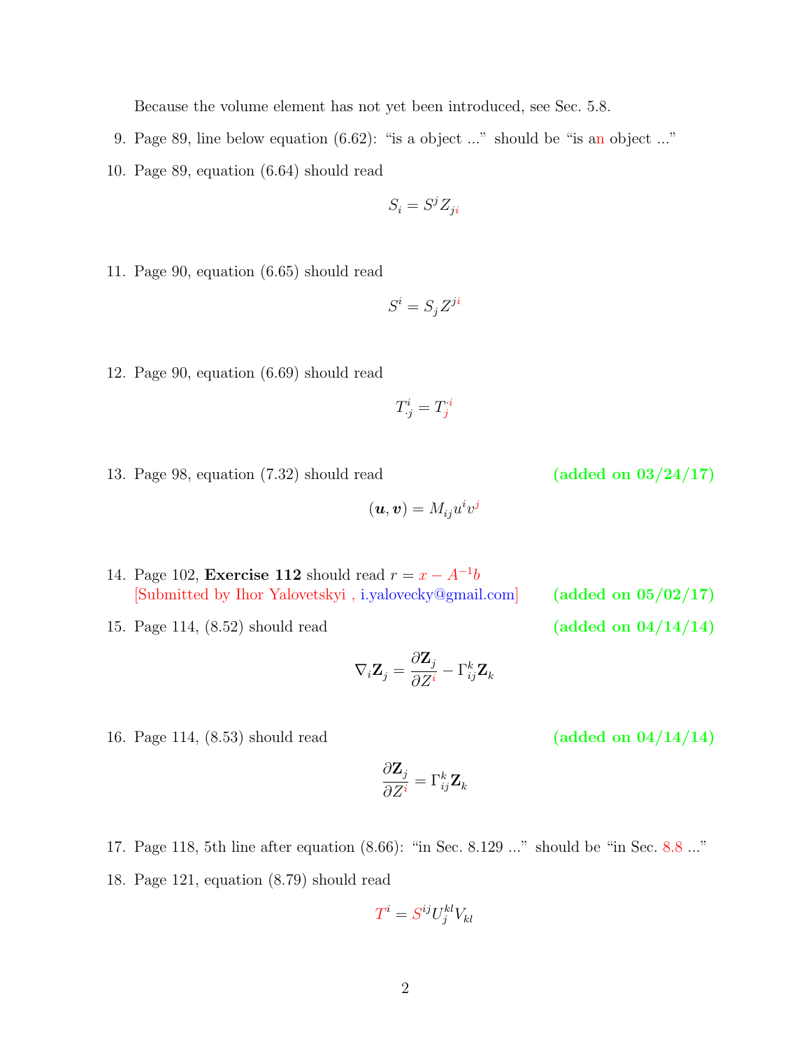Because the volume element has not yet been introduced, see Sec. 5.8.

9. Page 89, line below equation (6.62): "is a object ..." should be "is an object ..."

10. Page 89, equation (6.64) should read

$$S_i = S^j Z_{ji}$$

11. Page 90, equation (6.65) should read

$$S^i = S_j Z^{ji}$$

12. Page 90, equation (6.69) should read

$$T^i_{\cdot j} = T_j^{\cdot i}$$

13. Page 98, equation (7.32) should read **(added on 03/24/17)**

$$(\boldsymbol{u}, \boldsymbol{v}) = M_{ij} u^i v^j$$

14. Page 102, **Exercise 112** should read $r = x - A^{-1}b$
[Submitted by Ihor Yalovetskyi , i.yalovecky@gmail.com] **(added on 05/02/17)**

15. Page 114, (8.52) should read **(added on 04/14/14)**

$$\nabla_i \mathbf{Z}_j = \frac{\partial \mathbf{Z}_j}{\partial Z^i} - \Gamma^k_{ij} \mathbf{Z}_k$$

16. Page 114, (8.53) should read **(added on 04/14/14)**

$$\frac{\partial \mathbf{Z}_j}{\partial Z^i} = \Gamma^k_{ij} \mathbf{Z}_k$$

17. Page 118, 5th line after equation (8.66): "in Sec. 8.129 ..." should be "in Sec. 8.8 ..."

18. Page 121, equation (8.79) should read

$$T^i = S^{ij} U^{kl}_j V_{kl}$$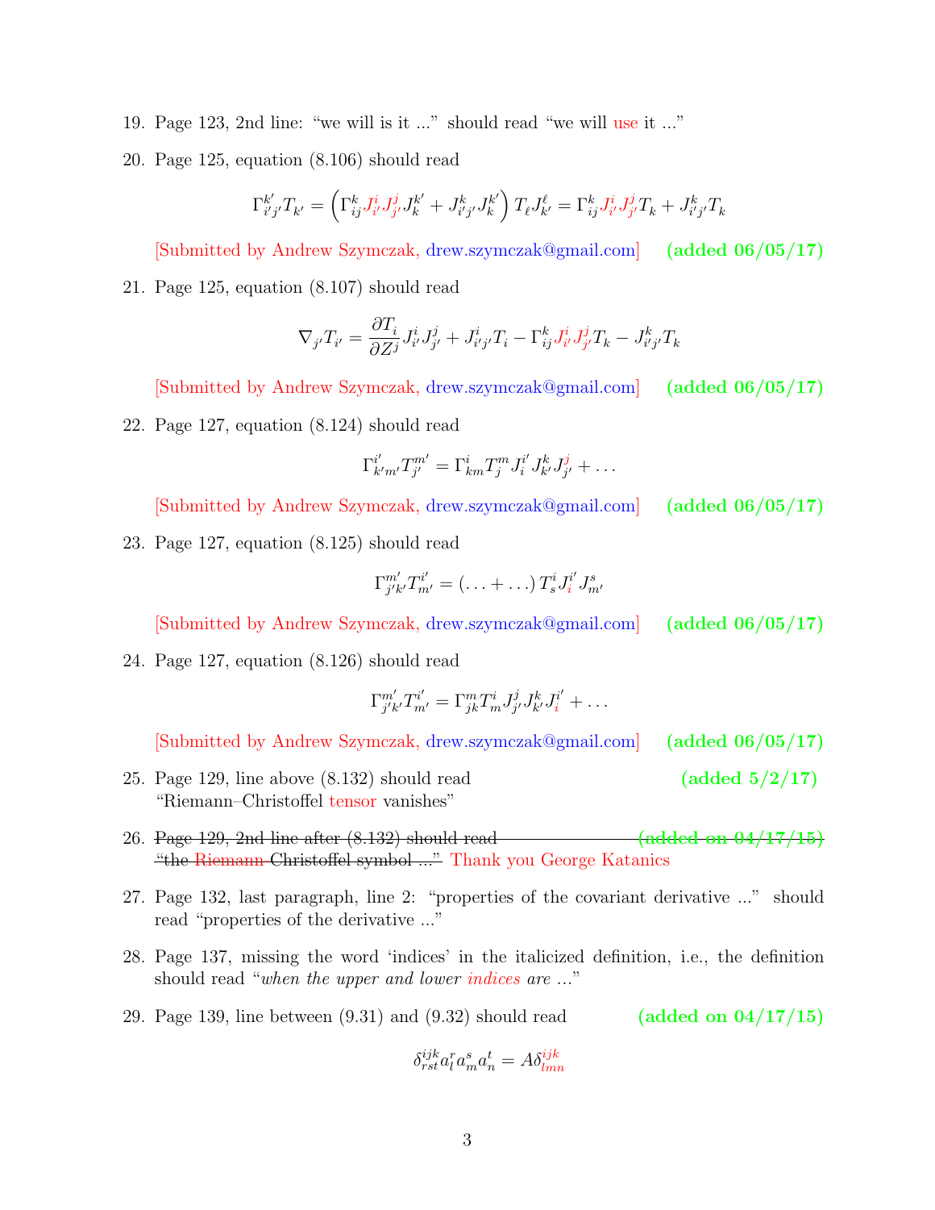19. Page 123, 2nd line: "we will is it ..." should read "we will use it ..."

20. Page 125, equation (8.106) should read

$$\Gamma^{k'}_{i'j'} T_{k'} = \left( \Gamma^k_{ij} J^i_{i'} J^j_{j'} J^{k'}_k + J^k_{i'j'} J^{k'}_k \right) T_\ell J^\ell_{k'} = \Gamma^k_{ij} J^i_{i'} J^j_{j'} T_k + J^k_{i'j'} T_k$$

[Submitted by Andrew Szymczak, drew.szymczak@gmail.com] **(added 06/05/17)**

21. Page 125, equation (8.107) should read

$$\nabla_{j'} T_{i'} = \frac{\partial T_i}{\partial Z^j} J^i_{i'} J^j_{j'} + J^i_{i'j'} T_i - \Gamma^k_{ij} J^i_{i'} J^j_{j'} T_k - J^k_{i'j'} T_k$$

[Submitted by Andrew Szymczak, drew.szymczak@gmail.com] **(added 06/05/17)**

22. Page 127, equation (8.124) should read

$$\Gamma^{i'}_{k'm'} T^{m'}_{j'} = \Gamma^i_{km} T^m_j J^{i'}_i J^k_{k'} J^j_{j'} + \ldots$$

[Submitted by Andrew Szymczak, drew.szymczak@gmail.com] **(added 06/05/17)**

23. Page 127, equation (8.125) should read

$$\Gamma^{m'}_{j'k'} T^{i'}_{m'} = (\ldots + \ldots)\, T^i_s J^{i'}_i J^s_{m'}$$

[Submitted by Andrew Szymczak, drew.szymczak@gmail.com] **(added 06/05/17)**

24. Page 127, equation (8.126) should read

$$\Gamma^{m'}_{j'k'} T^{i'}_{m'} = \Gamma^m_{jk} T^i_m J^j_{j'} J^k_{k'} J^{i'}_i + \ldots$$

[Submitted by Andrew Szymczak, drew.szymczak@gmail.com] **(added 06/05/17)**

25. Page 129, line above (8.132) should read **(added 5/2/17)**
"Riemann–Christoffel tensor vanishes"

26. ~~Page 129, 2nd line after (8.132) should read **(added on 04/17/15)** "the Riemann-Christoffel symbol ..."~~ Thank you George Katanics

27. Page 132, last paragraph, line 2: "properties of the covariant derivative ..." should read "properties of the derivative ..."

28. Page 137, missing the word 'indices' in the italicized definition, i.e., the definition should read "*when the upper and lower indices are ...*"

29. Page 139, line between (9.31) and (9.32) should read **(added on 04/17/15)**

$$\delta^{ijk}_{rst} a^r_l a^s_m a^t_n = A \delta^{ijk}_{lmn}$$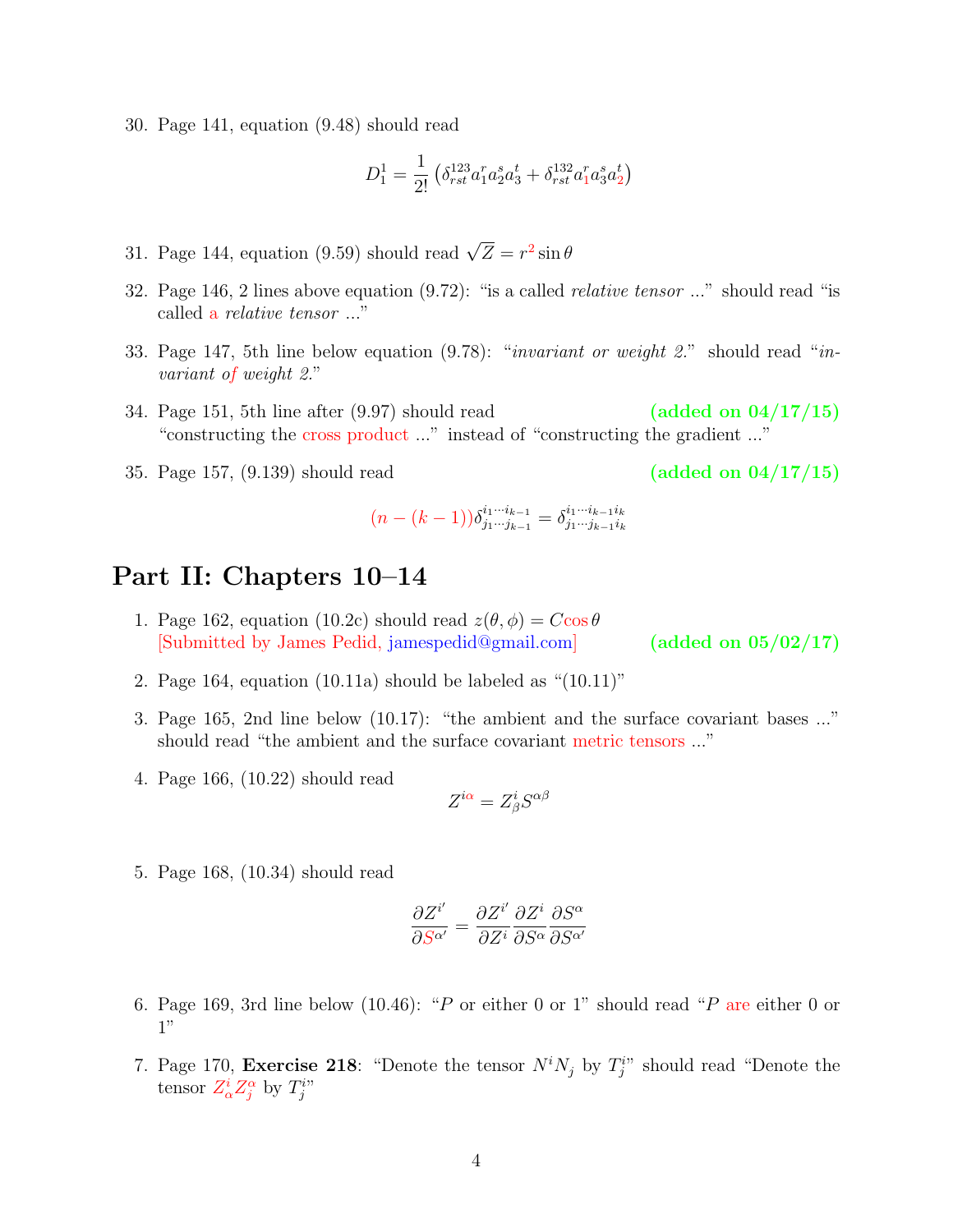30. Page 141, equation (9.48) should read

$$D_1^1 = \frac{1}{2!}\left(\delta_{rst}^{123} a_1^r a_2^s a_3^t + \delta_{rst}^{132} a_1^r a_3^s a_2^t\right)$$

31. Page 144, equation (9.59) should read $\sqrt{Z} = r^2 \sin\theta$

32. Page 146, 2 lines above equation (9.72): "is a called *relative tensor* ..." should read "is called a *relative tensor* ..."

33. Page 147, 5th line below equation (9.78): "*invariant or weight 2.*" should read "*invariant of weight 2.*"

34. Page 151, 5th line after (9.97) should read **(added on 04/17/15)**
"constructing the cross product ..." instead of "constructing the gradient ..."

35. Page 157, (9.139) should read **(added on 04/17/15)**

$$(n-(k-1))\delta_{j_1\cdots j_{k-1}}^{i_1\cdots i_{k-1}} = \delta_{j_1\cdots j_{k-1} i_k}^{i_1\cdots i_{k-1} i_k}$$

## Part II: Chapters 10–14

1. Page 162, equation (10.2c) should read $z(\theta,\phi) = C\cos\theta$
[Submitted by James Pedid, jamespedid@gmail.com] **(added on 05/02/17)**

2. Page 164, equation (10.11a) should be labeled as "(10.11)"

3. Page 165, 2nd line below (10.17): "the ambient and the surface covariant bases ..." should read "the ambient and the surface covariant metric tensors ..."

4. Page 166, (10.22) should read

$$Z^{i\alpha} = Z^i_\beta S^{\alpha\beta}$$

5. Page 168, (10.34) should read

$$\frac{\partial Z^{i'}}{\partial S^{\alpha'}} = \frac{\partial Z^{i'}}{\partial Z^i}\frac{\partial Z^i}{\partial S^\alpha}\frac{\partial S^\alpha}{\partial S^{\alpha'}}$$

6. Page 169, 3rd line below (10.46): "$P$ or either 0 or 1" should read "$P$ are either 0 or 1"

7. Page 170, **Exercise 218**: "Denote the tensor $N^i N_j$ by $T^i_j$" should read "Denote the tensor $Z^i_\alpha Z^\alpha_j$ by $T^i_j$"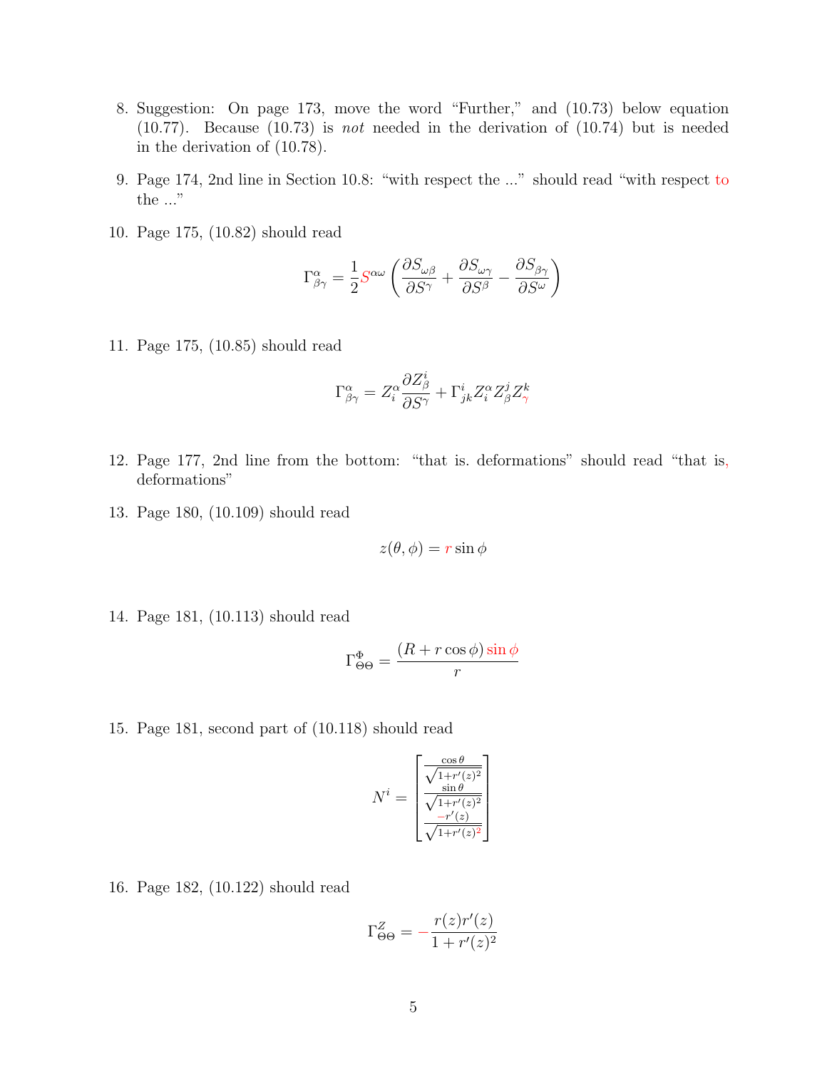8. Suggestion: On page 173, move the word "Further," and (10.73) below equation (10.77). Because (10.73) is *not* needed in the derivation of (10.74) but is needed in the derivation of (10.78).

9. Page 174, 2nd line in Section 10.8: "with respect the ..." should read "with respect to the ..."

10. Page 175, (10.82) should read

$$\Gamma^{\alpha}_{\beta\gamma} = \frac{1}{2} S^{\alpha\omega} \left( \frac{\partial S_{\omega\beta}}{\partial S^{\gamma}} + \frac{\partial S_{\omega\gamma}}{\partial S^{\beta}} - \frac{\partial S_{\beta\gamma}}{\partial S^{\omega}} \right)$$

11. Page 175, (10.85) should read

$$\Gamma^{\alpha}_{\beta\gamma} = Z^{\alpha}_{i} \frac{\partial Z^{i}_{\beta}}{\partial S^{\gamma}} + \Gamma^{i}_{jk} Z^{\alpha}_{i} Z^{j}_{\beta} Z^{k}_{\gamma}$$

12. Page 177, 2nd line from the bottom: "that is. deformations" should read "that is, deformations"

13. Page 180, (10.109) should read

$$z(\theta, \phi) = r \sin \phi$$

14. Page 181, (10.113) should read

$$\Gamma^{\Phi}_{\Theta\Theta} = \frac{(R + r\cos\phi)\sin\phi}{r}$$

15. Page 181, second part of (10.118) should read

$$N^{i} = \begin{bmatrix} \frac{\cos\theta}{\sqrt{1+r'(z)^2}} \\ \frac{\sin\theta}{\sqrt{1+r'(z)^2}} \\ \frac{-r'(z)}{\sqrt{1+r'(z)^2}} \end{bmatrix}$$

16. Page 182, (10.122) should read

$$\Gamma^{Z}_{\Theta\Theta} = -\frac{r(z)r'(z)}{1+r'(z)^2}$$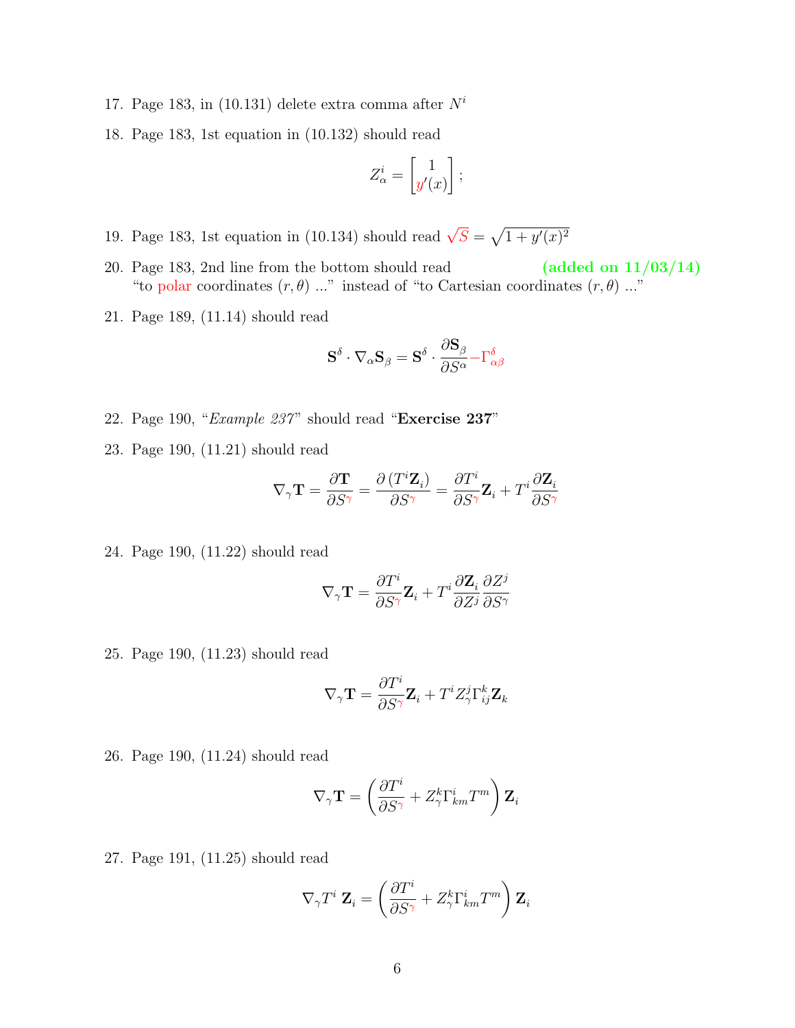17. Page 183, in (10.131) delete extra comma after $N^i$

18. Page 183, 1st equation in (10.132) should read

$$Z^i_\alpha = \begin{bmatrix} 1 \\ y'(x) \end{bmatrix};$$

19. Page 183, 1st equation in (10.134) should read $\sqrt{S} = \sqrt{1 + y'(x)^2}$

20. Page 183, 2nd line from the bottom should read **(added on 11/03/14)**
"to polar coordinates $(r, \theta)$ ..." instead of "to Cartesian coordinates $(r, \theta)$ ..."

21. Page 189, (11.14) should read

$$\mathbf{S}^\delta \cdot \nabla_\alpha \mathbf{S}_\beta = \mathbf{S}^\delta \cdot \frac{\partial \mathbf{S}_\beta}{\partial S^\alpha} - \Gamma^\delta_{\alpha\beta}$$

22. Page 190, "*Example 237*" should read "**Exercise 237**"

23. Page 190, (11.21) should read

$$\nabla_\gamma \mathbf{T} = \frac{\partial \mathbf{T}}{\partial S^\gamma} = \frac{\partial \left(T^i \mathbf{Z}_i\right)}{\partial S^\gamma} = \frac{\partial T^i}{\partial S^\gamma} \mathbf{Z}_i + T^i \frac{\partial \mathbf{Z}_i}{\partial S^\gamma}$$

24. Page 190, (11.22) should read

$$\nabla_\gamma \mathbf{T} = \frac{\partial T^i}{\partial S^\gamma} \mathbf{Z}_i + T^i \frac{\partial \mathbf{Z}_i}{\partial Z^j} \frac{\partial Z^j}{\partial S^\gamma}$$

25. Page 190, (11.23) should read

$$\nabla_\gamma \mathbf{T} = \frac{\partial T^i}{\partial S^\gamma} \mathbf{Z}_i + T^i Z^j_\gamma \Gamma^k_{ij} \mathbf{Z}_k$$

26. Page 190, (11.24) should read

$$\nabla_\gamma \mathbf{T} = \left( \frac{\partial T^i}{\partial S^\gamma} + Z^k_\gamma \Gamma^i_{km} T^m \right) \mathbf{Z}_i$$

27. Page 191, (11.25) should read

$$\nabla_\gamma T^i \, \mathbf{Z}_i = \left( \frac{\partial T^i}{\partial S^\gamma} + Z^k_\gamma \Gamma^i_{km} T^m \right) \mathbf{Z}_i$$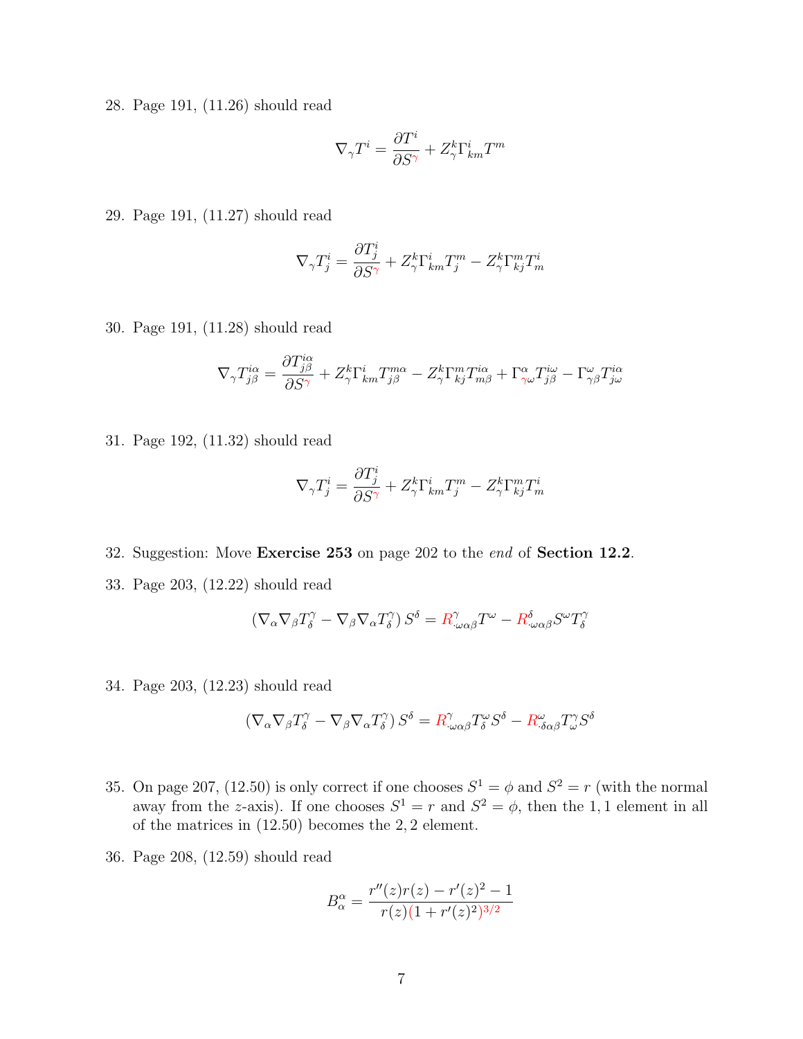28. Page 191, (11.26) should read

$$\nabla_\gamma T^i = \frac{\partial T^i}{\partial S^\gamma} + Z^k_\gamma \Gamma^i_{km} T^m$$

29. Page 191, (11.27) should read

$$\nabla_\gamma T^i_j = \frac{\partial T^i_j}{\partial S^\gamma} + Z^k_\gamma \Gamma^i_{km} T^m_j - Z^k_\gamma \Gamma^m_{kj} T^i_m$$

30. Page 191, (11.28) should read

$$\nabla_\gamma T^{i\alpha}_{j\beta} = \frac{\partial T^{i\alpha}_{j\beta}}{\partial S^\gamma} + Z^k_\gamma \Gamma^i_{km} T^{m\alpha}_{j\beta} - Z^k_\gamma \Gamma^m_{kj} T^{i\alpha}_{m\beta} + \Gamma^\alpha_{\gamma\omega} T^{i\omega}_{j\beta} - \Gamma^\omega_{\gamma\beta} T^{i\alpha}_{j\omega}$$

31. Page 192, (11.32) should read

$$\nabla_\gamma T^i_j = \frac{\partial T^i_j}{\partial S^\gamma} + Z^k_\gamma \Gamma^i_{km} T^m_j - Z^k_\gamma \Gamma^m_{kj} T^i_m$$

32. Suggestion: Move **Exercise 253** on page 202 to the *end* of **Section 12.2**.

33. Page 203, (12.22) should read

$$\left(\nabla_\alpha \nabla_\beta T^\gamma_\delta - \nabla_\beta \nabla_\alpha T^\gamma_\delta\right) S^\delta = R^\gamma_{\cdot\omega\alpha\beta} T^\omega - R^\delta_{\cdot\omega\alpha\beta} S^\omega T^\gamma_\delta$$

34. Page 203, (12.23) should read

$$\left(\nabla_\alpha \nabla_\beta T^\gamma_\delta - \nabla_\beta \nabla_\alpha T^\gamma_\delta\right) S^\delta = R^\gamma_{\cdot\omega\alpha\beta} T^\omega_\delta S^\delta - R^\omega_{\cdot\delta\alpha\beta} T^\gamma_\omega S^\delta$$

35. On page 207, (12.50) is only correct if one chooses $S^1 = \phi$ and $S^2 = r$ (with the normal away from the $z$-axis). If one chooses $S^1 = r$ and $S^2 = \phi$, then the $1,1$ element in all of the matrices in (12.50) becomes the $2,2$ element.

36. Page 208, (12.59) should read

$$B^\alpha_\alpha = \frac{r''(z)r(z) - r'(z)^2 - 1}{r(z)(1 + r'(z)^2)^{3/2}}$$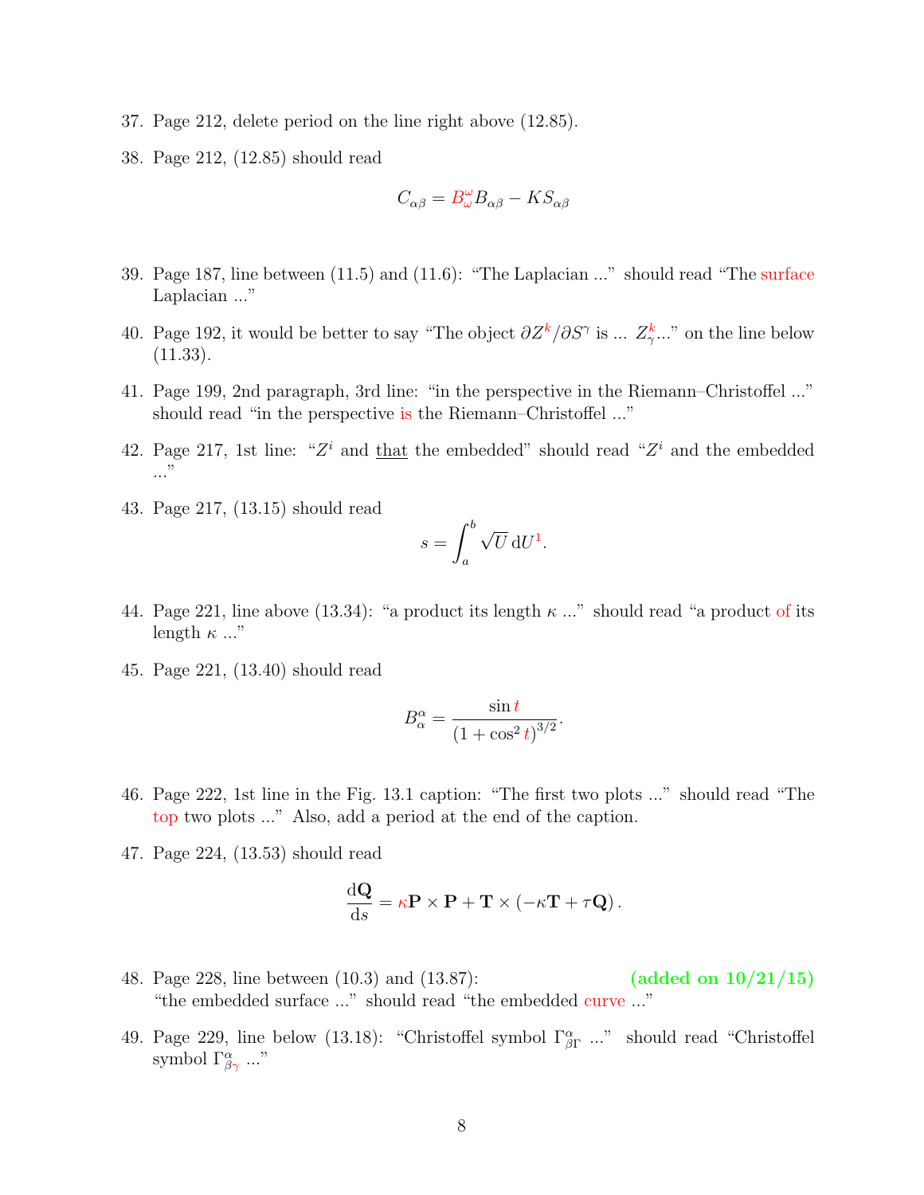37. Page 212, delete period on the line right above (12.85).

38. Page 212, (12.85) should read

$$C_{\alpha\beta} = B^{\omega}_{\omega} B_{\alpha\beta} - K S_{\alpha\beta}$$

39. Page 187, line between (11.5) and (11.6): "The Laplacian ..." should read "The surface Laplacian ..."

40. Page 192, it would be better to say "The object $\partial Z^k / \partial S^\gamma$ is ... $Z^k_\gamma$..." on the line below (11.33).

41. Page 199, 2nd paragraph, 3rd line: "in the perspective in the Riemann–Christoffel ..." should read "in the perspective is the Riemann–Christoffel ..."

42. Page 217, 1st line: "$Z^i$ and that the embedded" should read "$Z^i$ and the embedded ..."

43. Page 217, (13.15) should read

$$s = \int_a^b \sqrt{U}\, \mathrm{d}U^1.$$

44. Page 221, line above (13.34): "a product its length $\kappa$ ..." should read "a product of its length $\kappa$ ..."

45. Page 221, (13.40) should read

$$B^{\alpha}_{\alpha} = \frac{\sin t}{\left(1 + \cos^2 t\right)^{3/2}}.$$

46. Page 222, 1st line in the Fig. 13.1 caption: "The first two plots ..." should read "The top two plots ..." Also, add a period at the end of the caption.

47. Page 224, (13.53) should read

$$\frac{\mathrm{d}\mathbf{Q}}{\mathrm{d}s} = \kappa \mathbf{P} \times \mathbf{P} + \mathbf{T} \times \left(-\kappa \mathbf{T} + \tau \mathbf{Q}\right).$$

48. Page 228, line between (10.3) and (13.87): **(added on 10/21/15)** "the embedded surface ..." should read "the embedded curve ..."

49. Page 229, line below (13.18): "Christoffel symbol $\Gamma^{\alpha}_{\beta\Gamma}$ ..." should read "Christoffel symbol $\Gamma^{\alpha}_{\beta\gamma}$ ..."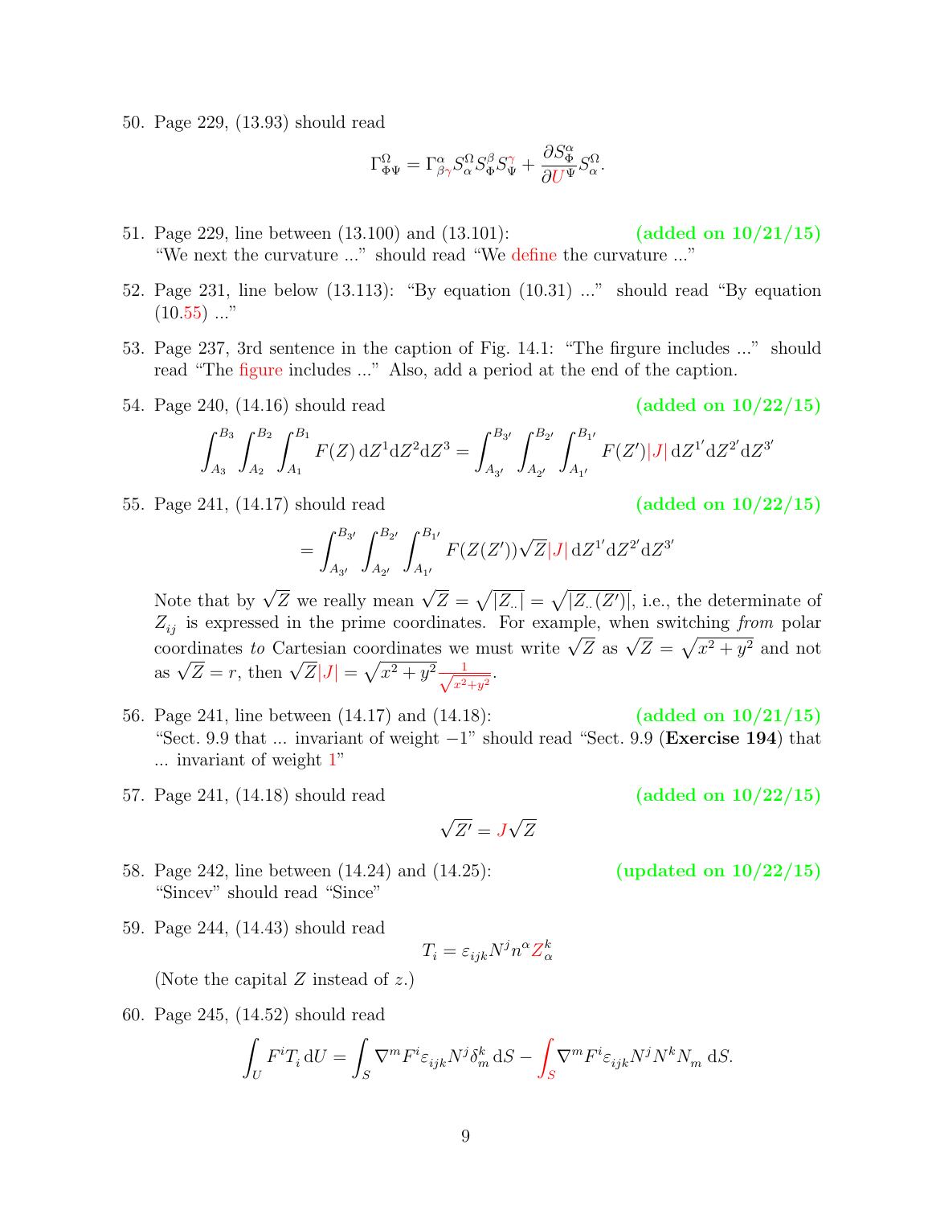50. Page 229, (13.93) should read

$$\Gamma^{\Omega}_{\Phi\Psi} = \Gamma^{\alpha}_{\beta\gamma} S^{\Omega}_{\alpha} S^{\beta}_{\Phi} S^{\gamma}_{\Psi} + \frac{\partial S^{\alpha}_{\Phi}}{\partial U^{\Psi}} S^{\Omega}_{\alpha}.$$

51. Page 229, line between (13.100) and (13.101): **(added on 10/21/15)**
"We next the curvature ..." should read "We define the curvature ..."

52. Page 231, line below (13.113): "By equation (10.31) ..." should read "By equation (10.55) ..."

53. Page 237, 3rd sentence in the caption of Fig. 14.1: "The firgure includes ..." should read "The figure includes ..." Also, add a period at the end of the caption.

54. Page 240, (14.16) should read **(added on 10/22/15)**

$$\int_{A_3}^{B_3}\int_{A_2}^{B_2}\int_{A_1}^{B_1} F(Z)\,\mathrm{d}Z^1\mathrm{d}Z^2\mathrm{d}Z^3 = \int_{A_{3'}}^{B_{3'}}\int_{A_{2'}}^{B_{2'}}\int_{A_{1'}}^{B_{1'}} F(Z')|J|\,\mathrm{d}Z^{1'}\mathrm{d}Z^{2'}\mathrm{d}Z^{3'}$$

55. Page 241, (14.17) should read **(added on 10/22/15)**

$$= \int_{A_{3'}}^{B_{3'}}\int_{A_{2'}}^{B_{2'}}\int_{A_{1'}}^{B_{1'}} F(Z(Z'))\sqrt{Z}|J|\,\mathrm{d}Z^{1'}\mathrm{d}Z^{2'}\mathrm{d}Z^{3'}$$

Note that by $\sqrt{Z}$ we really mean $\sqrt{Z} = \sqrt{|Z_{\cdot\cdot}|} = \sqrt{|Z_{\cdot\cdot}(Z')|}$, i.e., the determinate of $Z_{ij}$ is expressed in the prime coordinates. For example, when switching *from* polar coordinates *to* Cartesian coordinates we must write $\sqrt{Z}$ as $\sqrt{Z} = \sqrt{x^2+y^2}$ and not as $\sqrt{Z} = r$, then $\sqrt{Z}|J| = \sqrt{x^2+y^2}\frac{1}{\sqrt{x^2+y^2}}$.

56. Page 241, line between (14.17) and (14.18): **(added on 10/21/15)**
"Sect. 9.9 that ... invariant of weight −1" should read "Sect. 9.9 (**Exercise 194**) that ... invariant of weight 1"

57. Page 241, (14.18) should read **(added on 10/22/15)**

$$\sqrt{Z'} = J\sqrt{Z}$$

58. Page 242, line between (14.24) and (14.25): **(updated on 10/22/15)**
"Sincev" should read "Since"

59. Page 244, (14.43) should read

$$T_i = \varepsilon_{ijk} N^j n^{\alpha} Z^k_{\alpha}$$

(Note the capital $Z$ instead of $z$.)

60. Page 245, (14.52) should read

$$\int_U F^i T_i\,\mathrm{d}U = \int_S \nabla^m F^i \varepsilon_{ijk} N^j \delta^k_m\,\mathrm{d}S - \int_S \nabla^m F^i \varepsilon_{ijk} N^j N^k N_m\,\mathrm{d}S.$$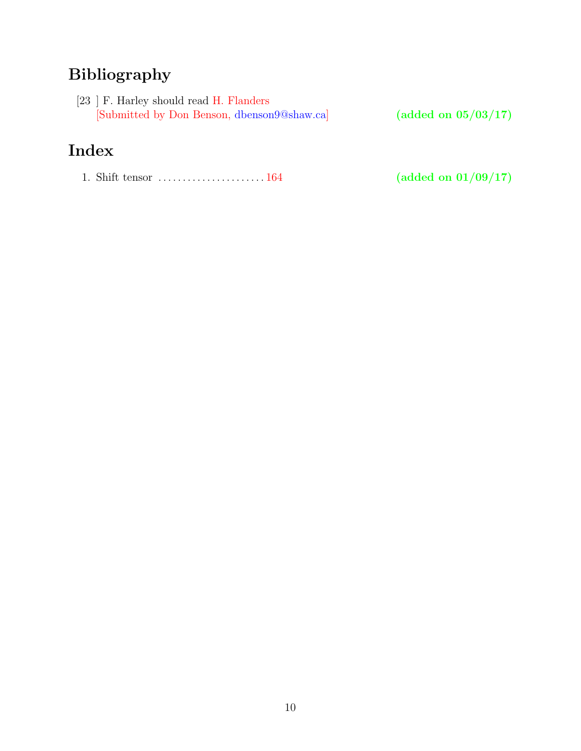## Bibliography

[23 ] F. Harley should read H. Flanders
[Submitted by Don Benson, dbenson9@shaw.ca] **(added on 05/03/17)**

## Index

1. Shift tensor ...................... 164 **(added on 01/09/17)**